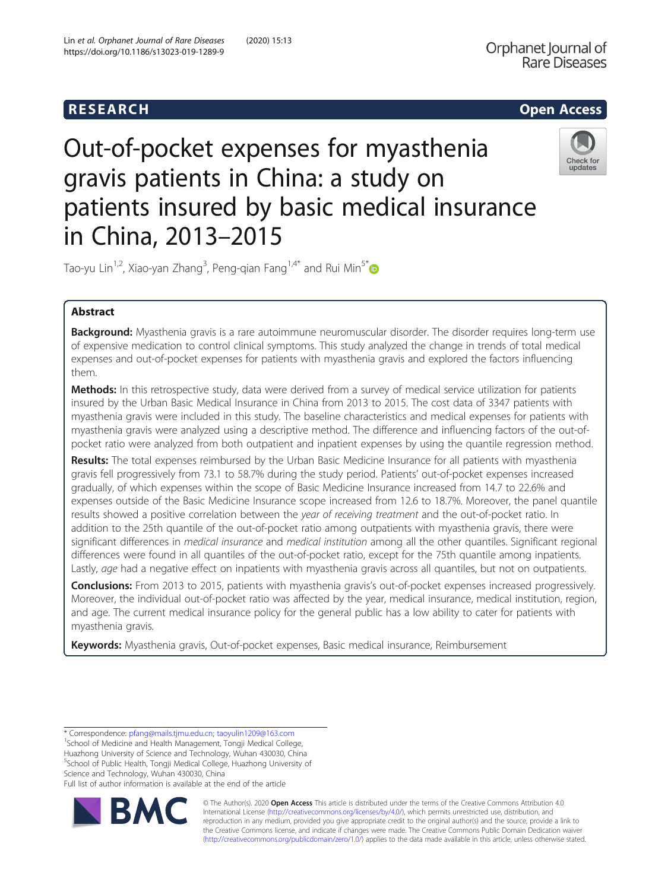RESEARCH

Open Access

# Out-of-pocket expenses for myasthenia gravis patients in China: a study on patients insured by basic medical insurance in China, 2013–2015

Tao-yu Lin[1,2], Xiao-yan Zhang[3], Peng-qian Fang[1,4*] and Rui Min[5*]

## Abstract

**Background:** Myasthenia gravis is a rare autoimmune neuromuscular disorder. The disorder requires long-term use of expensive medication to control clinical symptoms. This study analyzed the change in trends of total medical expenses and out-of-pocket expenses for patients with myasthenia gravis and explored the factors influencing them.

**Methods:** In this retrospective study, data were derived from a survey of medical service utilization for patients insured by the Urban Basic Medical Insurance in China from 2013 to 2015. The cost data of 3347 patients with myasthenia gravis were included in this study. The baseline characteristics and medical expenses for patients with myasthenia gravis were analyzed using a descriptive method. The difference and influencing factors of the out-of-pocket ratio were analyzed from both outpatient and inpatient expenses by using the quantile regression method.

**Results:** The total expenses reimbursed by the Urban Basic Medicine Insurance for all patients with myasthenia gravis fell progressively from 73.1 to 58.7% during the study period. Patients' out-of-pocket expenses increased gradually, of which expenses within the scope of Basic Medicine Insurance increased from 14.7 to 22.6% and expenses outside of the Basic Medicine Insurance scope increased from 12.6 to 18.7%. Moreover, the panel quantile results showed a positive correlation between the *year of receiving treatment* and the out-of-pocket ratio. In addition to the 25th quantile of the out-of-pocket ratio among outpatients with myasthenia gravis, there were significant differences in *medical insurance* and *medical institution* among all the other quantiles. Significant regional differences were found in all quantiles of the out-of-pocket ratio, except for the 75th quantile among inpatients. Lastly, *age* had a negative effect on inpatients with myasthenia gravis across all quantiles, but not on outpatients.

**Conclusions:** From 2013 to 2015, patients with myasthenia gravis's out-of-pocket expenses increased progressively. Moreover, the individual out-of-pocket ratio was affected by the year, medical insurance, medical institution, region, and age. The current medical insurance policy for the general public has a low ability to cater for patients with myasthenia gravis.

**Keywords:** Myasthenia gravis, Out-of-pocket expenses, Basic medical insurance, Reimbursement

---

* Correspondence: pfang@mails.tjmu.edu.cn; taoyulin1209@163.com
[1]School of Medicine and Health Management, Tongji Medical College, Huazhong University of Science and Technology, Wuhan 430030, China
[5]School of Public Health, Tongji Medical College, Huazhong University of Science and Technology, Wuhan 430030, China
Full list of author information is available at the end of the article

© The Author(s). 2020 **Open Access** This article is distributed under the terms of the Creative Commons Attribution 4.0 International License (http://creativecommons.org/licenses/by/4.0/), which permits unrestricted use, distribution, and reproduction in any medium, provided you give appropriate credit to the original author(s) and the source, provide a link to the Creative Commons license, and indicate if changes were made. The Creative Commons Public Domain Dedication waiver (http://creativecommons.org/publicdomain/zero/1.0/) applies to the data made available in this article, unless otherwise stated.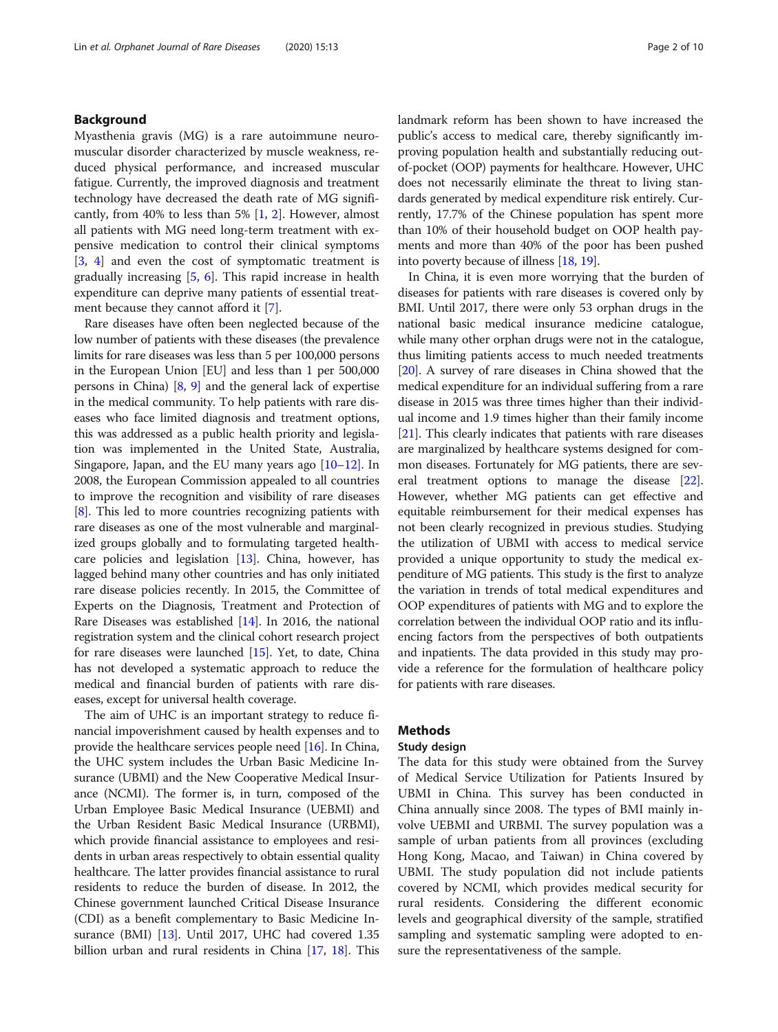## Background

Myasthenia gravis (MG) is a rare autoimmune neuromuscular disorder characterized by muscle weakness, reduced physical performance, and increased muscular fatigue. Currently, the improved diagnosis and treatment technology have decreased the death rate of MG significantly, from 40% to less than 5% [1, 2]. However, almost all patients with MG need long-term treatment with expensive medication to control their clinical symptoms [3, 4] and even the cost of symptomatic treatment is gradually increasing [5, 6]. This rapid increase in health expenditure can deprive many patients of essential treatment because they cannot afford it [7].

Rare diseases have often been neglected because of the low number of patients with these diseases (the prevalence limits for rare diseases was less than 5 per 100,000 persons in the European Union [EU] and less than 1 per 500,000 persons in China) [8, 9] and the general lack of expertise in the medical community. To help patients with rare diseases who face limited diagnosis and treatment options, this was addressed as a public health priority and legislation was implemented in the United State, Australia, Singapore, Japan, and the EU many years ago [10–12]. In 2008, the European Commission appealed to all countries to improve the recognition and visibility of rare diseases [8]. This led to more countries recognizing patients with rare diseases as one of the most vulnerable and marginalized groups globally and to formulating targeted healthcare policies and legislation [13]. China, however, has lagged behind many other countries and has only initiated rare disease policies recently. In 2015, the Committee of Experts on the Diagnosis, Treatment and Protection of Rare Diseases was established [14]. In 2016, the national registration system and the clinical cohort research project for rare diseases were launched [15]. Yet, to date, China has not developed a systematic approach to reduce the medical and financial burden of patients with rare diseases, except for universal health coverage.

The aim of UHC is an important strategy to reduce financial impoverishment caused by health expenses and to provide the healthcare services people need [16]. In China, the UHC system includes the Urban Basic Medicine Insurance (UBMI) and the New Cooperative Medical Insurance (NCMI). The former is, in turn, composed of the Urban Employee Basic Medical Insurance (UEBMI) and the Urban Resident Basic Medical Insurance (URBMI), which provide financial assistance to employees and residents in urban areas respectively to obtain essential quality healthcare. The latter provides financial assistance to rural residents to reduce the burden of disease. In 2012, the Chinese government launched Critical Disease Insurance (CDI) as a benefit complementary to Basic Medicine Insurance (BMI) [13]. Until 2017, UHC had covered 1.35 billion urban and rural residents in China [17, 18]. This landmark reform has been shown to have increased the public's access to medical care, thereby significantly improving population health and substantially reducing out-of-pocket (OOP) payments for healthcare. However, UHC does not necessarily eliminate the threat to living standards generated by medical expenditure risk entirely. Currently, 17.7% of the Chinese population has spent more than 10% of their household budget on OOP health payments and more than 40% of the poor has been pushed into poverty because of illness [18, 19].

In China, it is even more worrying that the burden of diseases for patients with rare diseases is covered only by BMI. Until 2017, there were only 53 orphan drugs in the national basic medical insurance medicine catalogue, while many other orphan drugs were not in the catalogue, thus limiting patients access to much needed treatments [20]. A survey of rare diseases in China showed that the medical expenditure for an individual suffering from a rare disease in 2015 was three times higher than their individual income and 1.9 times higher than their family income [21]. This clearly indicates that patients with rare diseases are marginalized by healthcare systems designed for common diseases. Fortunately for MG patients, there are several treatment options to manage the disease [22]. However, whether MG patients can get effective and equitable reimbursement for their medical expenses has not been clearly recognized in previous studies. Studying the utilization of UBMI with access to medical service provided a unique opportunity to study the medical expenditure of MG patients. This study is the first to analyze the variation in trends of total medical expenditures and OOP expenditures of patients with MG and to explore the correlation between the individual OOP ratio and its influencing factors from the perspectives of both outpatients and inpatients. The data provided in this study may provide a reference for the formulation of healthcare policy for patients with rare diseases.

## Methods

### Study design

The data for this study were obtained from the Survey of Medical Service Utilization for Patients Insured by UBMI in China. This survey has been conducted in China annually since 2008. The types of BMI mainly involve UEBMI and URBMI. The survey population was a sample of urban patients from all provinces (excluding Hong Kong, Macao, and Taiwan) in China covered by UBMI. The study population did not include patients covered by NCMI, which provides medical security for rural residents. Considering the different economic levels and geographical diversity of the sample, stratified sampling and systematic sampling were adopted to ensure the representativeness of the sample.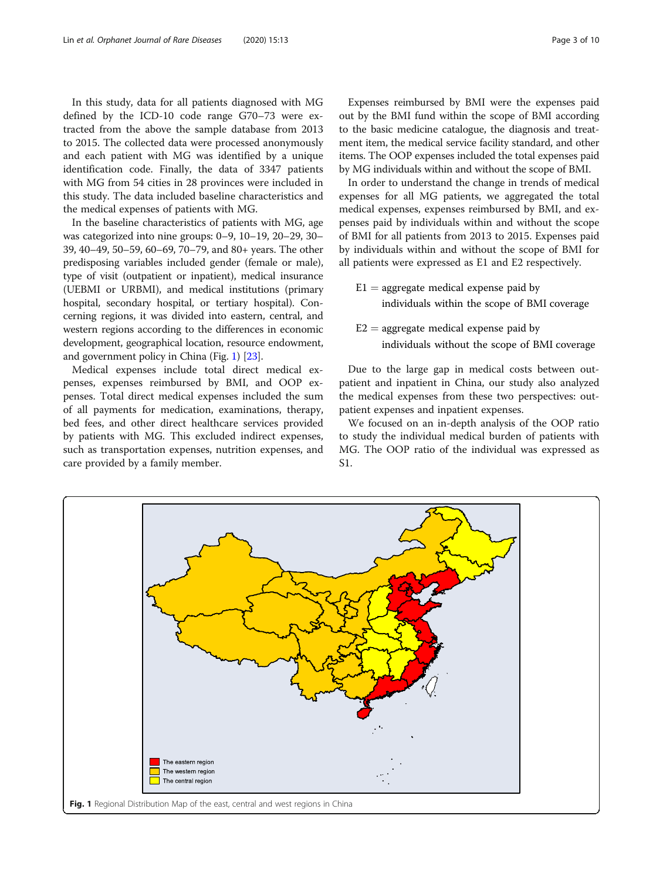In this study, data for all patients diagnosed with MG defined by the ICD-10 code range G70–73 were extracted from the above the sample database from 2013 to 2015. The collected data were processed anonymously and each patient with MG was identified by a unique identification code. Finally, the data of 3347 patients with MG from 54 cities in 28 provinces were included in this study. The data included baseline characteristics and the medical expenses of patients with MG.

In the baseline characteristics of patients with MG, age was categorized into nine groups: 0–9, 10–19, 20–29, 30–39, 40–49, 50–59, 60–69, 70–79, and 80+ years. The other predisposing variables included gender (female or male), type of visit (outpatient or inpatient), medical insurance (UEBMI or URBMI), and medical institutions (primary hospital, secondary hospital, or tertiary hospital). Concerning regions, it was divided into eastern, central, and western regions according to the differences in economic development, geographical location, resource endowment, and government policy in China (Fig. 1) [23].

Medical expenses include total direct medical expenses, expenses reimbursed by BMI, and OOP expenses. Total direct medical expenses included the sum of all payments for medication, examinations, therapy, bed fees, and other direct healthcare services provided by patients with MG. This excluded indirect expenses, such as transportation expenses, nutrition expenses, and care provided by a family member.

Expenses reimbursed by BMI were the expenses paid out by the BMI fund within the scope of BMI according to the basic medicine catalogue, the diagnosis and treatment item, the medical service facility standard, and other items. The OOP expenses included the total expenses paid by MG individuals within and without the scope of BMI.

In order to understand the change in trends of medical expenses for all MG patients, we aggregated the total medical expenses, expenses reimbursed by BMI, and expenses paid by individuals within and without the scope of BMI for all patients from 2013 to 2015. Expenses paid by individuals within and without the scope of BMI for all patients were expressed as E1 and E2 respectively.

$$E1 = \text{aggregate medical expense paid by individuals within the scope of BMI coverage}$$

$$E2 = \text{aggregate medical expense paid by individuals without the scope of BMI coverage}$$

Due to the large gap in medical costs between outpatient and inpatient in China, our study also analyzed the medical expenses from these two perspectives: outpatient expenses and inpatient expenses.

We focused on an in-depth analysis of the OOP ratio to study the individual medical burden of patients with MG. The OOP ratio of the individual was expressed as S1.

**Fig. 1** Regional Distribution Map of the east, central and west regions in China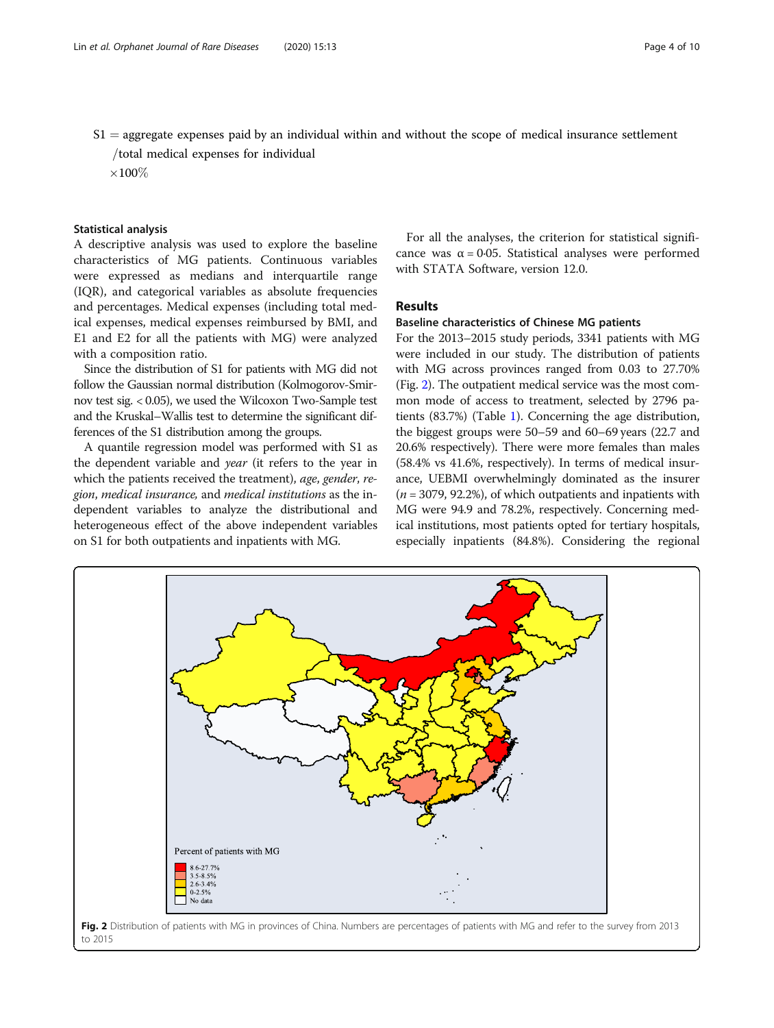$$S1 = \text{aggregate expenses paid by an individual within and without the scope of medical insurance settlement} / \text{total medical expenses for individual} \times 100\%$$

### Statistical analysis

A descriptive analysis was used to explore the baseline characteristics of MG patients. Continuous variables were expressed as medians and interquartile range (IQR), and categorical variables as absolute frequencies and percentages. Medical expenses (including total medical expenses, medical expenses reimbursed by BMI, and E1 and E2 for all the patients with MG) were analyzed with a composition ratio.

Since the distribution of S1 for patients with MG did not follow the Gaussian normal distribution (Kolmogorov-Smirnov test sig. < 0.05), we used the Wilcoxon Two-Sample test and the Kruskal–Wallis test to determine the significant differences of the S1 distribution among the groups.

A quantile regression model was performed with S1 as the dependent variable and *year* (it refers to the year in which the patients received the treatment), *age*, *gender*, *region*, *medical insurance*, and *medical institutions* as the independent variables to analyze the distributional and heterogeneous effect of the above independent variables on S1 for both outpatients and inpatients with MG.

For all the analyses, the criterion for statistical significance was $\alpha = 0{\cdot}05$. Statistical analyses were performed with STATA Software, version 12.0.

## Results

### Baseline characteristics of Chinese MG patients

For the 2013–2015 study periods, 3341 patients with MG were included in our study. The distribution of patients with MG across provinces ranged from 0.03 to 27.70% (Fig. 2). The outpatient medical service was the most common mode of access to treatment, selected by 2796 patients (83.7%) (Table 1). Concerning the age distribution, the biggest groups were 50–59 and 60–69 years (22.7 and 20.6% respectively). There were more females than males (58.4% vs 41.6%, respectively). In terms of medical insurance, UEBMI overwhelmingly dominated as the insurer ($n$ = 3079, 92.2%), of which outpatients and inpatients with MG were 94.9 and 78.2%, respectively. Concerning medical institutions, most patients opted for tertiary hospitals, especially inpatients (84.8%). Considering the regional

Percent of patients with MG
- 8.6-27.7%
- 3.5-8.5%
- 2.6-3.4%
- 0-2.5%
- No data

**Fig. 2** Distribution of patients with MG in provinces of China. Numbers are percentages of patients with MG and refer to the survey from 2013 to 2015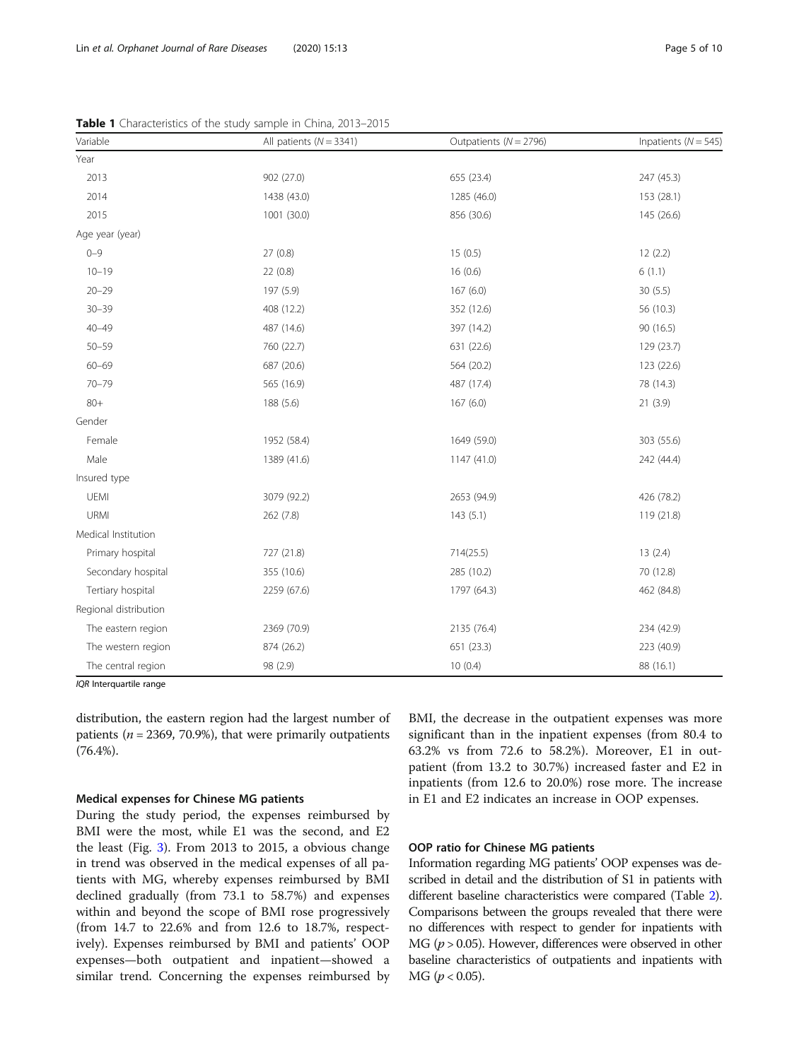**Table 1** Characteristics of the study sample in China, 2013–2015

| Variable | All patients ($N = 3341$) | Outpatients ($N = 2796$) | Inpatients ($N = 545$) |
|---|---|---|---|
| Year | | | |
| 2013 | 902 (27.0) | 655 (23.4) | 247 (45.3) |
| 2014 | 1438 (43.0) | 1285 (46.0) | 153 (28.1) |
| 2015 | 1001 (30.0) | 856 (30.6) | 145 (26.6) |
| Age year (year) | | | |
| 0–9 | 27 (0.8) | 15 (0.5) | 12 (2.2) |
| 10–19 | 22 (0.8) | 16 (0.6) | 6 (1.1) |
| 20–29 | 197 (5.9) | 167 (6.0) | 30 (5.5) |
| 30–39 | 408 (12.2) | 352 (12.6) | 56 (10.3) |
| 40–49 | 487 (14.6) | 397 (14.2) | 90 (16.5) |
| 50–59 | 760 (22.7) | 631 (22.6) | 129 (23.7) |
| 60–69 | 687 (20.6) | 564 (20.2) | 123 (22.6) |
| 70–79 | 565 (16.9) | 487 (17.4) | 78 (14.3) |
| 80+ | 188 (5.6) | 167 (6.0) | 21 (3.9) |
| Gender | | | |
| Female | 1952 (58.4) | 1649 (59.0) | 303 (55.6) |
| Male | 1389 (41.6) | 1147 (41.0) | 242 (44.4) |
| Insured type | | | |
| UEMI | 3079 (92.2) | 2653 (94.9) | 426 (78.2) |
| URMI | 262 (7.8) | 143 (5.1) | 119 (21.8) |
| Medical Institution | | | |
| Primary hospital | 727 (21.8) | 714(25.5) | 13 (2.4) |
| Secondary hospital | 355 (10.6) | 285 (10.2) | 70 (12.8) |
| Tertiary hospital | 2259 (67.6) | 1797 (64.3) | 462 (84.8) |
| Regional distribution | | | |
| The eastern region | 2369 (70.9) | 2135 (76.4) | 234 (42.9) |
| The western region | 874 (26.2) | 651 (23.3) | 223 (40.9) |
| The central region | 98 (2.9) | 10 (0.4) | 88 (16.1) |

*IQR* Interquartile range

distribution, the eastern region had the largest number of patients ($n = 2369$, 70.9%), that were primarily outpatients (76.4%).

### Medical expenses for Chinese MG patients

During the study period, the expenses reimbursed by BMI were the most, while E1 was the second, and E2 the least (Fig. 3). From 2013 to 2015, a obvious change in trend was observed in the medical expenses of all patients with MG, whereby expenses reimbursed by BMI declined gradually (from 73.1 to 58.7%) and expenses within and beyond the scope of BMI rose progressively (from 14.7 to 22.6% and from 12.6 to 18.7%, respectively). Expenses reimbursed by BMI and patients' OOP expenses—both outpatient and inpatient—showed a similar trend. Concerning the expenses reimbursed by BMI, the decrease in the outpatient expenses was more significant than in the inpatient expenses (from 80.4 to 63.2% vs from 72.6 to 58.2%). Moreover, E1 in outpatient (from 13.2 to 30.7%) increased faster and E2 in inpatients (from 12.6 to 20.0%) rose more. The increase in E1 and E2 indicates an increase in OOP expenses.

### OOP ratio for Chinese MG patients

Information regarding MG patients' OOP expenses was described in detail and the distribution of S1 in patients with different baseline characteristics were compared (Table 2). Comparisons between the groups revealed that there were no differences with respect to gender for inpatients with MG ($p > 0.05$). However, differences were observed in other baseline characteristics of outpatients and inpatients with MG ($p < 0.05$).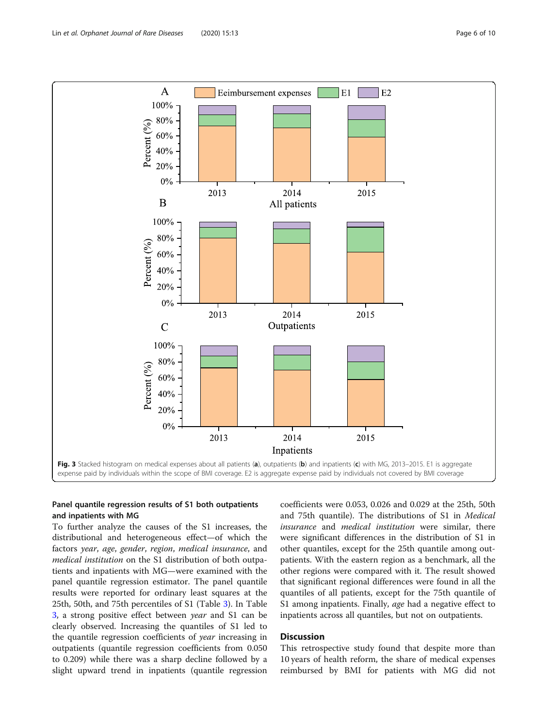Fig. 3 Stacked histogram on medical expenses about all patients (**a**), outpatients (**b**) and inpatients (**c**) with MG, 2013–2015. E1 is aggregate expense paid by individuals within the scope of BMI coverage. E2 is aggregate expense paid by individuals not covered by BMI coverage

### Panel quantile regression results of S1 both outpatients and inpatients with MG

To further analyze the causes of the S1 increases, the distributional and heterogeneous effect—of which the factors *year*, *age*, *gender*, *region*, *medical insurance*, and *medical institution* on the S1 distribution of both outpatients and inpatients with MG—were examined with the panel quantile regression estimator. The panel quantile results were reported for ordinary least squares at the 25th, 50th, and 75th percentiles of S1 (Table 3). In Table 3, a strong positive effect between *year* and S1 can be clearly observed. Increasing the quantiles of S1 led to the quantile regression coefficients of *year* increasing in outpatients (quantile regression coefficients from 0.050 to 0.209) while there was a sharp decline followed by a slight upward trend in inpatients (quantile regression coefficients were 0.053, 0.026 and 0.029 at the 25th, 50th and 75th quantile). The distributions of S1 in *Medical insurance* and *medical institution* were similar, there were significant differences in the distribution of S1 in other quantiles, except for the 25th quantile among outpatients. With the eastern region as a benchmark, all the other regions were compared with it. The result showed that significant regional differences were found in all the quantiles of all patients, except for the 75th quantile of S1 among inpatients. Finally, *age* had a negative effect to inpatients across all quantiles, but not on outpatients.

## Discussion

This retrospective study found that despite more than 10 years of health reform, the share of medical expenses reimbursed by BMI for patients with MG did not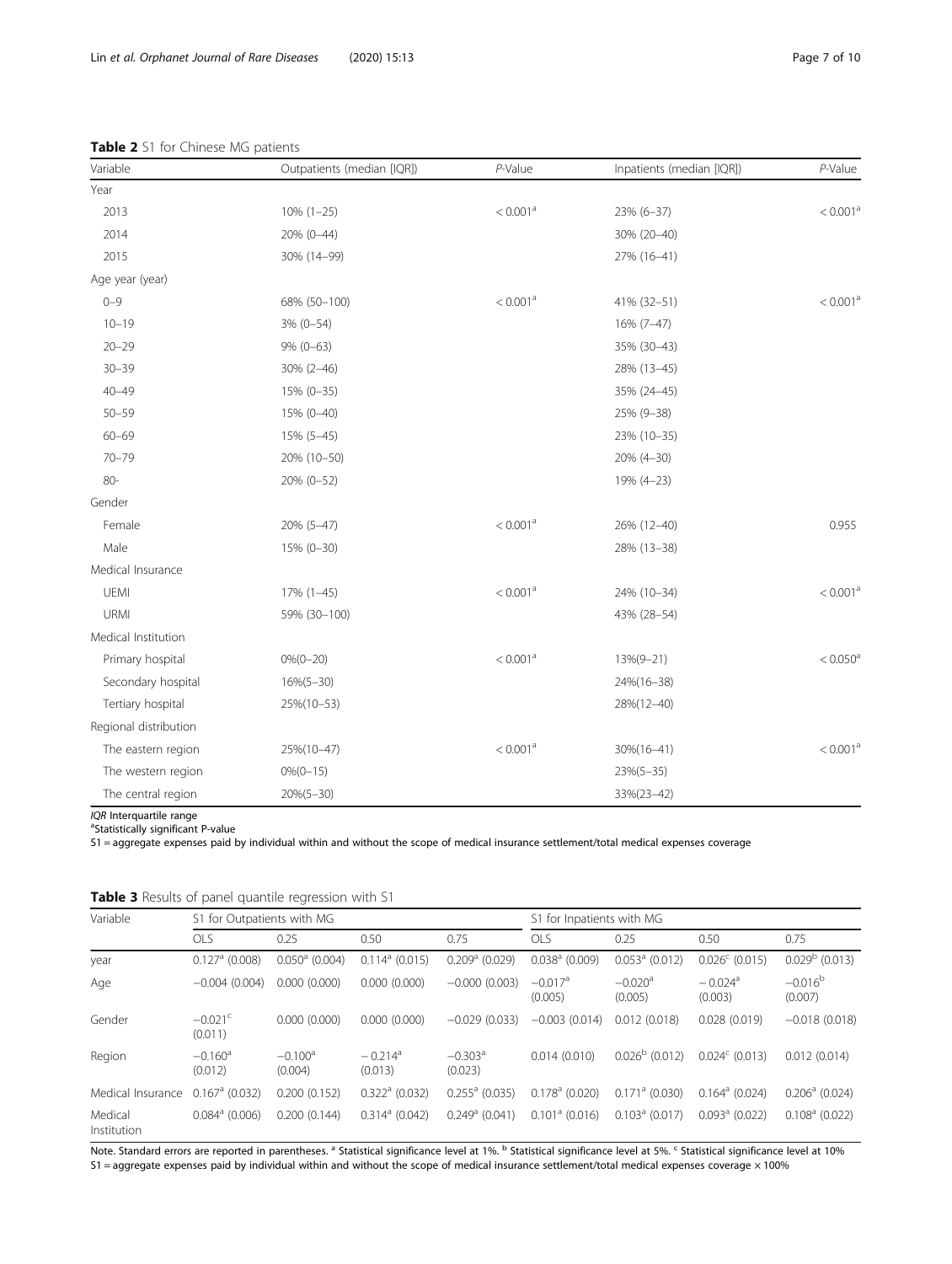**Table 2** S1 for Chinese MG patients

| Variable | Outpatients (median [IQR]) | *P*-Value | Inpatients (median [IQR]) | *P*-Value |
|---|---|---|---|---|
| Year | | | | |
| 2013 | 10% (1–25) | < 0.001[a] | 23% (6–37) | < 0.001[a] |
| 2014 | 20% (0–44) | | 30% (20–40) | |
| 2015 | 30% (14–99) | | 27% (16–41) | |
| Age year (year) | | | | |
| 0–9 | 68% (50–100) | < 0.001[a] | 41% (32–51) | < 0.001[a] |
| 10–19 | 3% (0–54) | | 16% (7–47) | |
| 20–29 | 9% (0–63) | | 35% (30–43) | |
| 30–39 | 30% (2–46) | | 28% (13–45) | |
| 40–49 | 15% (0–35) | | 35% (24–45) | |
| 50–59 | 15% (0–40) | | 25% (9–38) | |
| 60–69 | 15% (5–45) | | 23% (10–35) | |
| 70–79 | 20% (10–50) | | 20% (4–30) | |
| 80- | 20% (0–52) | | 19% (4–23) | |
| Gender | | | | |
| Female | 20% (5–47) | < 0.001[a] | 26% (12–40) | 0.955 |
| Male | 15% (0–30) | | 28% (13–38) | |
| Medical Insurance | | | | |
| UEMI | 17% (1–45) | < 0.001[a] | 24% (10–34) | < 0.001[a] |
| URMI | 59% (30–100) | | 43% (28–54) | |
| Medical Institution | | | | |
| Primary hospital | 0%(0–20) | < 0.001[a] | 13%(9–21) | < 0.050[a] |
| Secondary hospital | 16%(5–30) | | 24%(16–38) | |
| Tertiary hospital | 25%(10–53) | | 28%(12–40) | |
| Regional distribution | | | | |
| The eastern region | 25%(10–47) | < 0.001[a] | 30%(16–41) | < 0.001[a] |
| The western region | 0%(0–15) | | 23%(5–35) | |
| The central region | 20%(5–30) | | 33%(23–42) | |

*IQR* Interquartile range
[a]Statistically significant P-value
S1 = aggregate expenses paid by individual within and without the scope of medical insurance settlement/total medical expenses coverage

**Table 3** Results of panel quantile regression with S1

| Variable | S1 for Outpatients with MG | | | | S1 for Inpatients with MG | | | |
|---|---|---|---|---|---|---|---|---|
| | OLS | 0.25 | 0.50 | 0.75 | OLS | 0.25 | 0.50 | 0.75 |
| year | 0.127[a] (0.008) | 0.050[a] (0.004) | 0.114[a] (0.015) | 0.209[a] (0.029) | 0.038[a] (0.009) | 0.053[a] (0.012) | 0.026[c] (0.015) | 0.029[b] (0.013) |
| Age | −0.004 (0.004) | 0.000 (0.000) | 0.000 (0.000) | −0.000 (0.003) | −0.017[a] (0.005) | −0.020[a] (0.005) | − 0.024[a] (0.003) | −0.016[b] (0.007) |
| Gender | −0.021[c] (0.011) | 0.000 (0.000) | 0.000 (0.000) | −0.029 (0.033) | −0.003 (0.014) | 0.012 (0.018) | 0.028 (0.019) | −0.018 (0.018) |
| Region | −0.160[a] (0.012) | −0.100[a] (0.004) | − 0.214[a] (0.013) | −0.303[a] (0.023) | 0.014 (0.010) | 0.026[b] (0.012) | 0.024[c] (0.013) | 0.012 (0.014) |
| Medical Insurance | 0.167[a] (0.032) | 0.200 (0.152) | 0.322[a] (0.032) | 0.255[a] (0.035) | 0.178[a] (0.020) | 0.171[a] (0.030) | 0.164[a] (0.024) | 0.206[a] (0.024) |
| Medical Institution | 0.084[a] (0.006) | 0.200 (0.144) | 0.314[a] (0.042) | 0.249[a] (0.041) | 0.101[a] (0.016) | 0.103[a] (0.017) | 0.093[a] (0.022) | 0.108[a] (0.022) |

Note. Standard errors are reported in parentheses. [a] Statistical significance level at 1%. [b] Statistical significance level at 5%. [c] Statistical significance level at 10%
S1 = aggregate expenses paid by individual within and without the scope of medical insurance settlement/total medical expenses coverage × 100%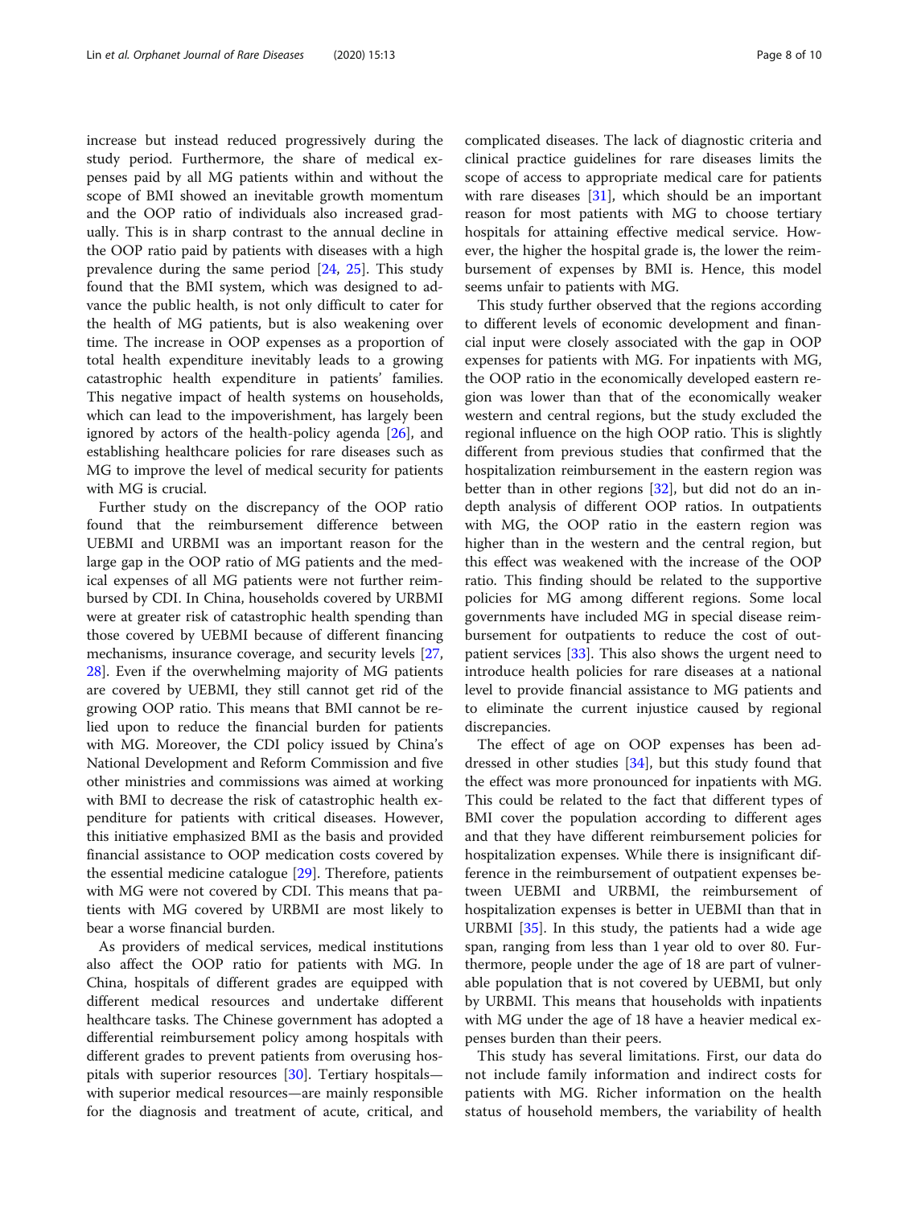increase but instead reduced progressively during the study period. Furthermore, the share of medical expenses paid by all MG patients within and without the scope of BMI showed an inevitable growth momentum and the OOP ratio of individuals also increased gradually. This is in sharp contrast to the annual decline in the OOP ratio paid by patients with diseases with a high prevalence during the same period [24, 25]. This study found that the BMI system, which was designed to advance the public health, is not only difficult to cater for the health of MG patients, but is also weakening over time. The increase in OOP expenses as a proportion of total health expenditure inevitably leads to a growing catastrophic health expenditure in patients' families. This negative impact of health systems on households, which can lead to the impoverishment, has largely been ignored by actors of the health-policy agenda [26], and establishing healthcare policies for rare diseases such as MG to improve the level of medical security for patients with MG is crucial.

Further study on the discrepancy of the OOP ratio found that the reimbursement difference between UEBMI and URBMI was an important reason for the large gap in the OOP ratio of MG patients and the medical expenses of all MG patients were not further reimbursed by CDI. In China, households covered by URBMI were at greater risk of catastrophic health spending than those covered by UEBMI because of different financing mechanisms, insurance coverage, and security levels [27, 28]. Even if the overwhelming majority of MG patients are covered by UEBMI, they still cannot get rid of the growing OOP ratio. This means that BMI cannot be relied upon to reduce the financial burden for patients with MG. Moreover, the CDI policy issued by China's National Development and Reform Commission and five other ministries and commissions was aimed at working with BMI to decrease the risk of catastrophic health expenditure for patients with critical diseases. However, this initiative emphasized BMI as the basis and provided financial assistance to OOP medication costs covered by the essential medicine catalogue [29]. Therefore, patients with MG were not covered by CDI. This means that patients with MG covered by URBMI are most likely to bear a worse financial burden.

As providers of medical services, medical institutions also affect the OOP ratio for patients with MG. In China, hospitals of different grades are equipped with different medical resources and undertake different healthcare tasks. The Chinese government has adopted a differential reimbursement policy among hospitals with different grades to prevent patients from overusing hospitals with superior resources [30]. Tertiary hospitals—with superior medical resources—are mainly responsible for the diagnosis and treatment of acute, critical, and complicated diseases. The lack of diagnostic criteria and clinical practice guidelines for rare diseases limits the scope of access to appropriate medical care for patients with rare diseases [31], which should be an important reason for most patients with MG to choose tertiary hospitals for attaining effective medical service. However, the higher the hospital grade is, the lower the reimbursement of expenses by BMI is. Hence, this model seems unfair to patients with MG.

This study further observed that the regions according to different levels of economic development and financial input were closely associated with the gap in OOP expenses for patients with MG. For inpatients with MG, the OOP ratio in the economically developed eastern region was lower than that of the economically weaker western and central regions, but the study excluded the regional influence on the high OOP ratio. This is slightly different from previous studies that confirmed that the hospitalization reimbursement in the eastern region was better than in other regions [32], but did not do an in-depth analysis of different OOP ratios. In outpatients with MG, the OOP ratio in the eastern region was higher than in the western and the central region, but this effect was weakened with the increase of the OOP ratio. This finding should be related to the supportive policies for MG among different regions. Some local governments have included MG in special disease reimbursement for outpatients to reduce the cost of outpatient services [33]. This also shows the urgent need to introduce health policies for rare diseases at a national level to provide financial assistance to MG patients and to eliminate the current injustice caused by regional discrepancies.

The effect of age on OOP expenses has been addressed in other studies [34], but this study found that the effect was more pronounced for inpatients with MG. This could be related to the fact that different types of BMI cover the population according to different ages and that they have different reimbursement policies for hospitalization expenses. While there is insignificant difference in the reimbursement of outpatient expenses between UEBMI and URBMI, the reimbursement of hospitalization expenses is better in UEBMI than that in URBMI [35]. In this study, the patients had a wide age span, ranging from less than 1 year old to over 80. Furthermore, people under the age of 18 are part of vulnerable population that is not covered by UEBMI, but only by URBMI. This means that households with inpatients with MG under the age of 18 have a heavier medical expenses burden than their peers.

This study has several limitations. First, our data do not include family information and indirect costs for patients with MG. Richer information on the health status of household members, the variability of health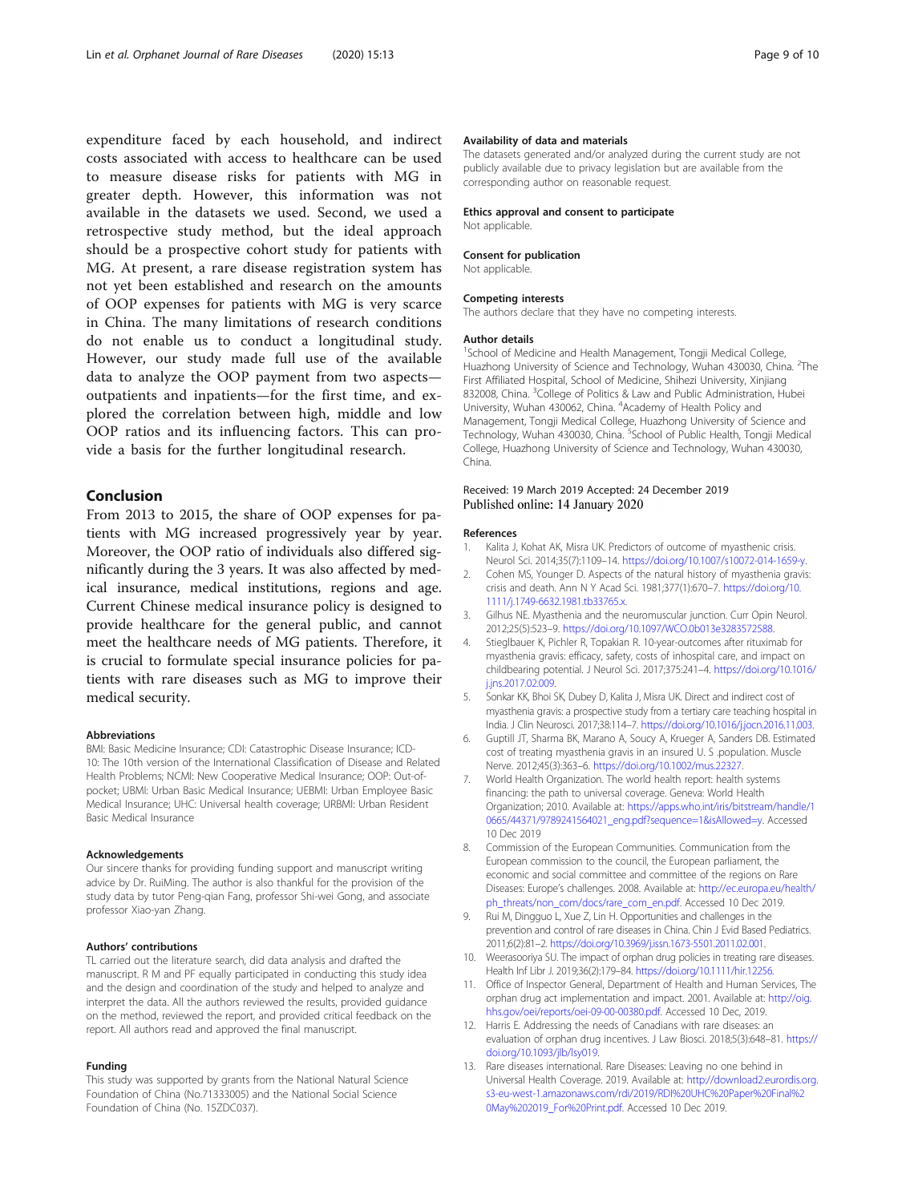expenditure faced by each household, and indirect costs associated with access to healthcare can be used to measure disease risks for patients with MG in greater depth. However, this information was not available in the datasets we used. Second, we used a retrospective study method, but the ideal approach should be a prospective cohort study for patients with MG. At present, a rare disease registration system has not yet been established and research on the amounts of OOP expenses for patients with MG is very scarce in China. The many limitations of research conditions do not enable us to conduct a longitudinal study. However, our study made full use of the available data to analyze the OOP payment from two aspects—outpatients and inpatients—for the first time, and explored the correlation between high, middle and low OOP ratios and its influencing factors. This can provide a basis for the further longitudinal research.

## Conclusion

From 2013 to 2015, the share of OOP expenses for patients with MG increased progressively year by year. Moreover, the OOP ratio of individuals also differed significantly during the 3 years. It was also affected by medical insurance, medical institutions, regions and age. Current Chinese medical insurance policy is designed to provide healthcare for the general public, and cannot meet the healthcare needs of MG patients. Therefore, it is crucial to formulate special insurance policies for patients with rare diseases such as MG to improve their medical security.

#### Abbreviations

BMI: Basic Medicine Insurance; CDI: Catastrophic Disease Insurance; ICD-10: The 10th version of the International Classification of Disease and Related Health Problems; NCMI: New Cooperative Medical Insurance; OOP: Out-of-pocket; UBMI: Urban Basic Medical Insurance; UEBMI: Urban Employee Basic Medical Insurance; UHC: Universal health coverage; URBMI: Urban Resident Basic Medical Insurance

#### Acknowledgements

Our sincere thanks for providing funding support and manuscript writing advice by Dr. RuiMing. The author is also thankful for the provision of the study data by tutor Peng-qian Fang, professor Shi-wei Gong, and associate professor Xiao-yan Zhang.

#### Authors' contributions

TL carried out the literature search, did data analysis and drafted the manuscript. R M and PF equally participated in conducting this study idea and the design and coordination of the study and helped to analyze and interpret the data. All the authors reviewed the results, provided guidance on the method, reviewed the report, and provided critical feedback on the report. All authors read and approved the final manuscript.

#### Funding

This study was supported by grants from the National Natural Science Foundation of China (No.71333005) and the National Social Science Foundation of China (No. 15ZDC037).

#### Availability of data and materials

The datasets generated and/or analyzed during the current study are not publicly available due to privacy legislation but are available from the corresponding author on reasonable request.

#### Ethics approval and consent to participate

Not applicable.

#### Consent for publication

Not applicable.

#### Competing interests

The authors declare that they have no competing interests.

#### Author details

[1]School of Medicine and Health Management, Tongji Medical College, Huazhong University of Science and Technology, Wuhan 430030, China. [2]The First Affiliated Hospital, School of Medicine, Shihezi University, Xinjiang 832008, China. [3]College of Politics & Law and Public Administration, Hubei University, Wuhan 430062, China. [4]Academy of Health Policy and Management, Tongji Medical College, Huazhong University of Science and Technology, Wuhan 430030, China. [5]School of Public Health, Tongji Medical College, Huazhong University of Science and Technology, Wuhan 430030, China.

Received: 19 March 2019 Accepted: 24 December 2019
Published online: 14 January 2020

#### References

1. Kalita J, Kohat AK, Misra UK. Predictors of outcome of myasthenic crisis. Neurol Sci. 2014;35(7):1109–14. https://doi.org/10.1007/s10072-014-1659-y.
2. Cohen MS, Younger D. Aspects of the natural history of myasthenia gravis: crisis and death. Ann N Y Acad Sci. 1981;377(1):670–7. https://doi.org/10.1111/j.1749-6632.1981.tb33765.x.
3. Gilhus NE. Myasthenia and the neuromuscular junction. Curr Opin Neurol. 2012;25(5):523–9. https://doi.org/10.1097/WCO.0b013e3283572588.
4. Stieglbauer K, Pichler R, Topakian R. 10-year-outcomes after rituximab for myasthenia gravis: efficacy, safety, costs of inhospital care, and impact on childbearing potential. J Neurol Sci. 2017;375:241–4. https://doi.org/10.1016/j.jns.2017.02.009.
5. Sonkar KK, Bhoi SK, Dubey D, Kalita J, Misra UK. Direct and indirect cost of myasthenia gravis: a prospective study from a tertiary care teaching hospital in India. J Clin Neurosci. 2017;38:114–7. https://doi.org/10.1016/j.jocn.2016.11.003.
6. Guptill JT, Sharma BK, Marano A, Soucy A, Krueger A, Sanders DB. Estimated cost of treating myasthenia gravis in an insured U. S .population. Muscle Nerve. 2012;45(3):363–6. https://doi.org/10.1002/mus.22327.
7. World Health Organization. The world health report: health systems financing: the path to universal coverage. Geneva: World Health Organization; 2010. Available at: https://apps.who.int/iris/bitstream/handle/10665/44371/9789241564021_eng.pdf?sequence=1&isAllowed=y. Accessed 10 Dec 2019
8. Commission of the European Communities. Communication from the European commission to the council, the European parliament, the economic and social committee and committee of the regions on Rare Diseases: Europe's challenges. 2008. Available at: http://ec.europa.eu/health/ph_threats/non_com/docs/rare_com_en.pdf. Accessed 10 Dec 2019.
9. Rui M, Dingguo L, Xue Z, Lin H. Opportunities and challenges in the prevention and control of rare diseases in China. Chin J Evid Based Pediatrics. 2011;6(2):81–2. https://doi.org/10.3969/j.issn.1673-5501.2011.02.001.
10. Weerasooriya SU. The impact of orphan drug policies in treating rare diseases. Health Inf Libr J. 2019;36(2):179–84. https://doi.org/10.1111/hir.12256.
11. Office of Inspector General, Department of Health and Human Services, The orphan drug act implementation and impact. 2001. Available at: http://oig.hhs.gov/oei/reports/oei-09-00-00380.pdf. Accessed 10 Dec, 2019.
12. Harris E. Addressing the needs of Canadians with rare diseases: an evaluation of orphan drug incentives. J Law Biosci. 2018;5(3):648–81. https://doi.org/10.1093/jlb/lsy019.
13. Rare diseases international. Rare Diseases: Leaving no one behind in Universal Health Coverage. 2019. Available at: http://download2.eurordis.org.s3-eu-west-1.amazonaws.com/rdi/2019/RDI%20UHC%20Paper%20Final%20May%202019_For%20Print.pdf. Accessed 10 Dec 2019.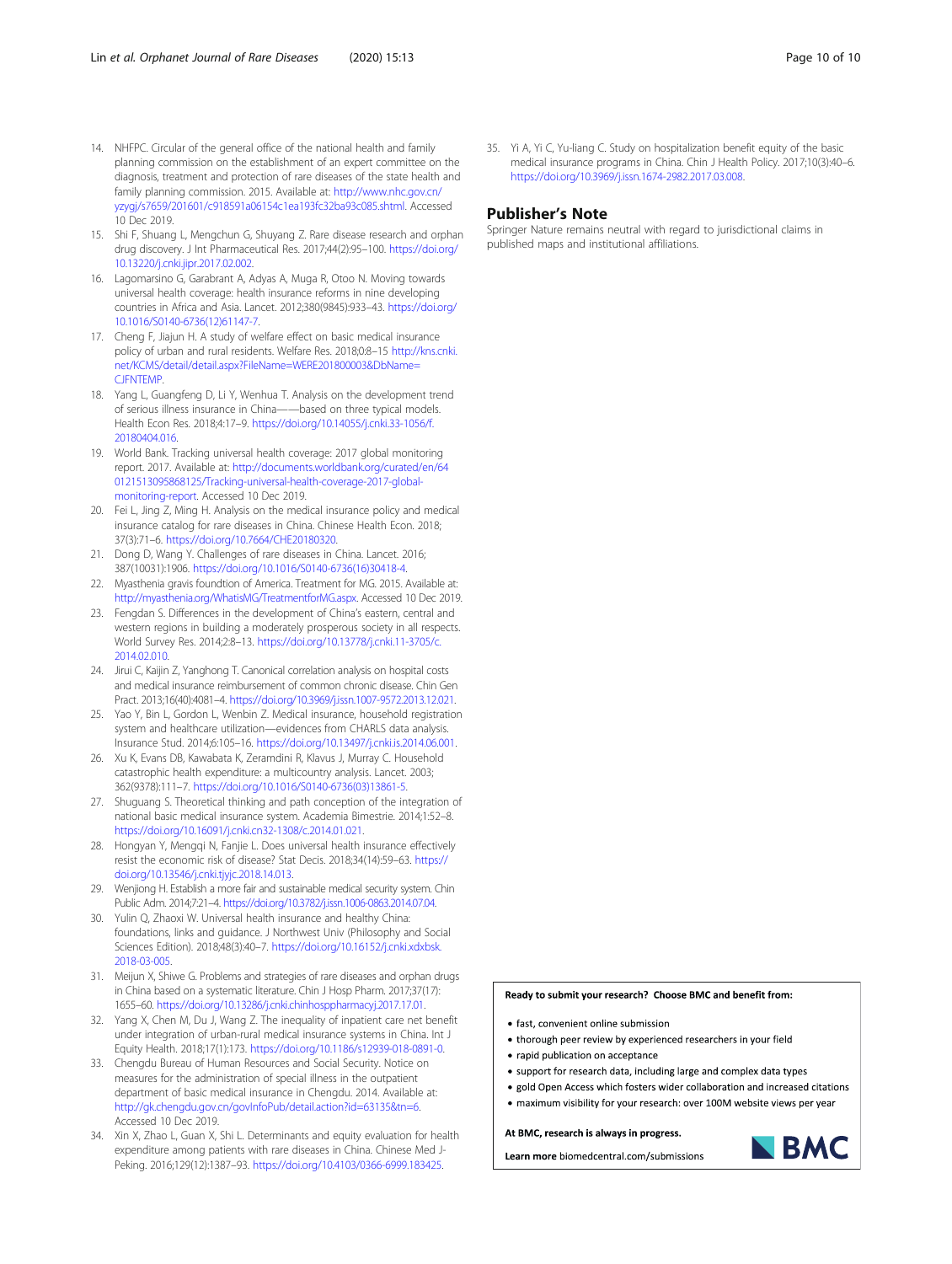14. NHFPC. Circular of the general office of the national health and family planning commission on the establishment of an expert committee on the diagnosis, treatment and protection of rare diseases of the state health and family planning commission. 2015. Available at: http://www.nhc.gov.cn/yzygj/s7659/201601/c918591a06154c1ea193fc32ba93c085.shtml. Accessed 10 Dec 2019.
15. Shi F, Shuang L, Mengchun G, Shuyang Z. Rare disease research and orphan drug discovery. J Int Pharmaceutical Res. 2017;44(2):95–100. https://doi.org/10.13220/j.cnki.jipr.2017.02.002.
16. Lagomarsino G, Garabrant A, Adyas A, Muga R, Otoo N. Moving towards universal health coverage: health insurance reforms in nine developing countries in Africa and Asia. Lancet. 2012;380(9845):933–43. https://doi.org/10.1016/S0140-6736(12)61147-7.
17. Cheng F, Jiajun H. A study of welfare effect on basic medical insurance policy of urban and rural residents. Welfare Res. 2018;0:8–15 http://kns.cnki.net/KCMS/detail/detail.aspx?FileName=WERE201800003&DbName=CJFNTEMP.
18. Yang L, Guangfeng D, Li Y, Wenhua T. Analysis on the development trend of serious illness insurance in China——based on three typical models. Health Econ Res. 2018;4:17–9. https://doi.org/10.14055/j.cnki.33-1056/f.20180404.016.
19. World Bank. Tracking universal health coverage: 2017 global monitoring report. 2017. Available at: http://documents.worldbank.org/curated/en/640121513095868125/Tracking-universal-health-coverage-2017-global-monitoring-report. Accessed 10 Dec 2019.
20. Fei L, Jing Z, Ming H. Analysis on the medical insurance policy and medical insurance catalog for rare diseases in China. Chinese Health Econ. 2018;37(3):71–6. https://doi.org/10.7664/CHE20180320.
21. Dong D, Wang Y. Challenges of rare diseases in China. Lancet. 2016;387(10031):1906. https://doi.org/10.1016/S0140-6736(16)30418-4.
22. Myasthenia gravis foundtion of America. Treatment for MG. 2015. Available at: http://myasthenia.org/WhatisMG/TreatmentforMG.aspx. Accessed 10 Dec 2019.
23. Fengdan S. Differences in the development of China's eastern, central and western regions in building a moderately prosperous society in all respects. World Survey Res. 2014;2:8–13. https://doi.org/10.13778/j.cnki.11-3705/c.2014.02.010.
24. Jirui C, Kaijin Z, Yanghong T. Canonical correlation analysis on hospital costs and medical insurance reimbursement of common chronic disease. Chin Gen Pract. 2013;16(40):4081–4. https://doi.org/10.3969/j.issn.1007-9572.2013.12.021.
25. Yao Y, Bin L, Gordon L, Wenbin Z. Medical insurance, household registration system and healthcare utilization—evidences from CHARLS data analysis. Insurance Stud. 2014;6:105–16. https://doi.org/10.13497/j.cnki.is.2014.06.001.
26. Xu K, Evans DB, Kawabata K, Zeramdini R, Klavus J, Murray C. Household catastrophic health expenditure: a multicountry analysis. Lancet. 2003;362(9378):111–7. https://doi.org/10.1016/S0140-6736(03)13861-5.
27. Shuguang S. Theoretical thinking and path conception of the integration of national basic medical insurance system. Academia Bimestrie. 2014;1:52–8. https://doi.org/10.16091/j.cnki.cn32-1308/c.2014.01.021.
28. Hongyan Y, Mengqi N, Fanjie L. Does universal health insurance effectively resist the economic risk of disease? Stat Decis. 2018;34(14):59–63. https://doi.org/10.13546/j.cnki.tjyjc.2018.14.013.
29. Wenjiong H. Establish a more fair and sustainable medical security system. Chin Public Adm. 2014;7:21–4. https://doi.org/10.3782/j.issn.1006-0863.2014.07.04.
30. Yulin Q, Zhaoxi W. Universal health insurance and healthy China: foundations, links and guidance. J Northwest Univ (Philosophy and Social Sciences Edition). 2018;48(3):40–7. https://doi.org/10.16152/j.cnki.xdxbsk.2018-03-005.
31. Meijun X, Shiwe G. Problems and strategies of rare diseases and orphan drugs in China based on a systematic literature. Chin J Hosp Pharm. 2017;37(17):1655–60. https://doi.org/10.13286/j.cnki.chinhosppharmacyj.2017.17.01.
32. Yang X, Chen M, Du J, Wang Z. The inequality of inpatient care net benefit under integration of urban-rural medical insurance systems in China. Int J Equity Health. 2018;17(1):173. https://doi.org/10.1186/s12939-018-0891-0.
33. Chengdu Bureau of Human Resources and Social Security. Notice on measures for the administration of special illness in the outpatient department of basic medical insurance in Chengdu. 2014. Available at: http://gk.chengdu.gov.cn/govInfoPub/detail.action?id=63135&tn=6. Accessed 10 Dec 2019.
34. Xin X, Zhao L, Guan X, Shi L. Determinants and equity evaluation for health expenditure among patients with rare diseases in China. Chinese Med J-Peking. 2016;129(12):1387–93. https://doi.org/10.4103/0366-6999.183425.
35. Yi A, Yi C, Yu-liang C. Study on hospitalization benefit equity of the basic medical insurance programs in China. Chin J Health Policy. 2017;10(3):40–6. https://doi.org/10.3969/j.issn.1674-2982.2017.03.008.

## Publisher's Note

Springer Nature remains neutral with regard to jurisdictional claims in published maps and institutional affiliations.

**Ready to submit your research? Choose BMC and benefit from:**

- fast, convenient online submission
- thorough peer review by experienced researchers in your field
- rapid publication on acceptance
- support for research data, including large and complex data types
- gold Open Access which fosters wider collaboration and increased citations
- maximum visibility for your research: over 100M website views per year

**At BMC, research is always in progress.**

**Learn more** biomedcentral.com/submissions

BMC